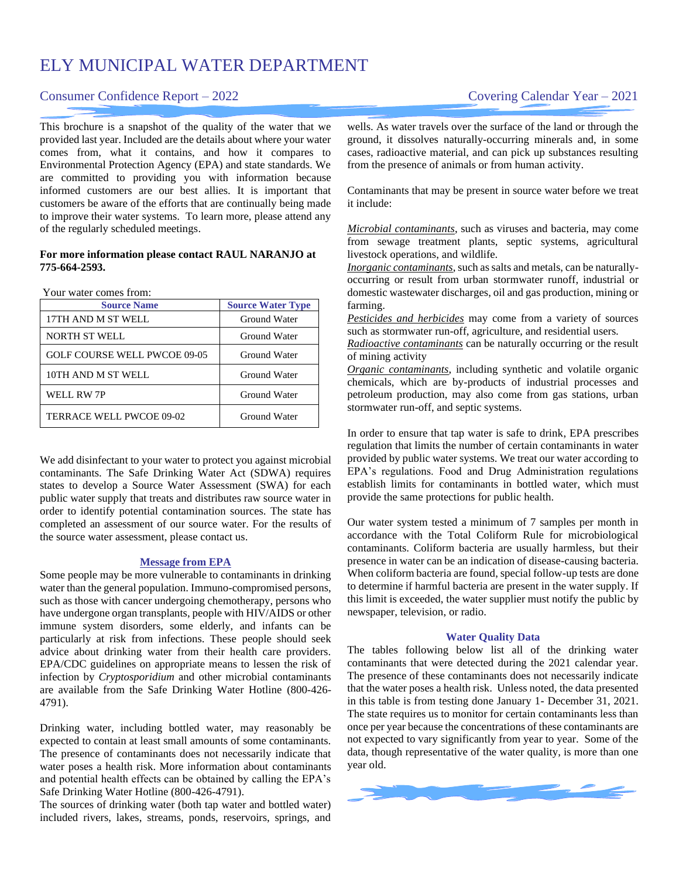# ELY MUNICIPAL WATER DEPARTMENT

## Consumer Confidence Report – 2022 Covering Calendar Year – 2021

This brochure is a snapshot of the quality of the water that we provided last year. Included are the details about where your water comes from, what it contains, and how it compares to Environmental Protection Agency (EPA) and state standards. We are committed to providing you with information because informed customers are our best allies. It is important that customers be aware of the efforts that are continually being made to improve their water systems. To learn more, please attend any of the regularly scheduled meetings.

**For more information please contact RAUL NARANJO at 775-664-2593.**

Your water comes from:

| Source Name | Source Water Type |
|---|---|
| 17TH AND M ST WELL | Ground Water |
| NORTH ST WELL | Ground Water |
| GOLF COURSE WELL PWCOE 09-05 | Ground Water |
| 10TH AND M ST WELL | Ground Water |
| WELL RW 7P | Ground Water |
| TERRACE WELL PWCOE 09-02 | Ground Water |

We add disinfectant to your water to protect you against microbial contaminants. The Safe Drinking Water Act (SDWA) requires states to develop a Source Water Assessment (SWA) for each public water supply that treats and distributes raw source water in order to identify potential contamination sources. The state has completed an assessment of our source water. For the results of the source water assessment, please contact us.

### Message from EPA

Some people may be more vulnerable to contaminants in drinking water than the general population. Immuno-compromised persons, such as those with cancer undergoing chemotherapy, persons who have undergone organ transplants, people with HIV/AIDS or other immune system disorders, some elderly, and infants can be particularly at risk from infections. These people should seek advice about drinking water from their health care providers. EPA/CDC guidelines on appropriate means to lessen the risk of infection by *Cryptosporidium* and other microbial contaminants are available from the Safe Drinking Water Hotline (800-426-4791).

Drinking water, including bottled water, may reasonably be expected to contain at least small amounts of some contaminants. The presence of contaminants does not necessarily indicate that water poses a health risk. More information about contaminants and potential health effects can be obtained by calling the EPA's Safe Drinking Water Hotline (800-426-4791).

The sources of drinking water (both tap water and bottled water) included rivers, lakes, streams, ponds, reservoirs, springs, and wells. As water travels over the surface of the land or through the ground, it dissolves naturally-occurring minerals and, in some cases, radioactive material, and can pick up substances resulting from the presence of animals or from human activity.

Contaminants that may be present in source water before we treat it include:

*Microbial contaminants*, such as viruses and bacteria, may come from sewage treatment plants, septic systems, agricultural livestock operations, and wildlife.
*Inorganic contaminants*, such as salts and metals, can be naturally-occurring or result from urban stormwater runoff, industrial or domestic wastewater discharges, oil and gas production, mining or farming.
*Pesticides and herbicides* may come from a variety of sources such as stormwater run-off, agriculture, and residential users.
*Radioactive contaminants* can be naturally occurring or the result of mining activity
*Organic contaminants*, including synthetic and volatile organic chemicals, which are by-products of industrial processes and petroleum production, may also come from gas stations, urban stormwater run-off, and septic systems.

In order to ensure that tap water is safe to drink, EPA prescribes regulation that limits the number of certain contaminants in water provided by public water systems. We treat our water according to EPA's regulations. Food and Drug Administration regulations establish limits for contaminants in bottled water, which must provide the same protections for public health.

Our water system tested a minimum of 7 samples per month in accordance with the Total Coliform Rule for microbiological contaminants. Coliform bacteria are usually harmless, but their presence in water can be an indication of disease-causing bacteria. When coliform bacteria are found, special follow-up tests are done to determine if harmful bacteria are present in the water supply. If this limit is exceeded, the water supplier must notify the public by newspaper, television, or radio.

### Water Quality Data

The tables following below list all of the drinking water contaminants that were detected during the 2021 calendar year. The presence of these contaminants does not necessarily indicate that the water poses a health risk. Unless noted, the data presented in this table is from testing done January 1- December 31, 2021. The state requires us to monitor for certain contaminants less than once per year because the concentrations of these contaminants are not expected to vary significantly from year to year. Some of the data, though representative of the water quality, is more than one year old.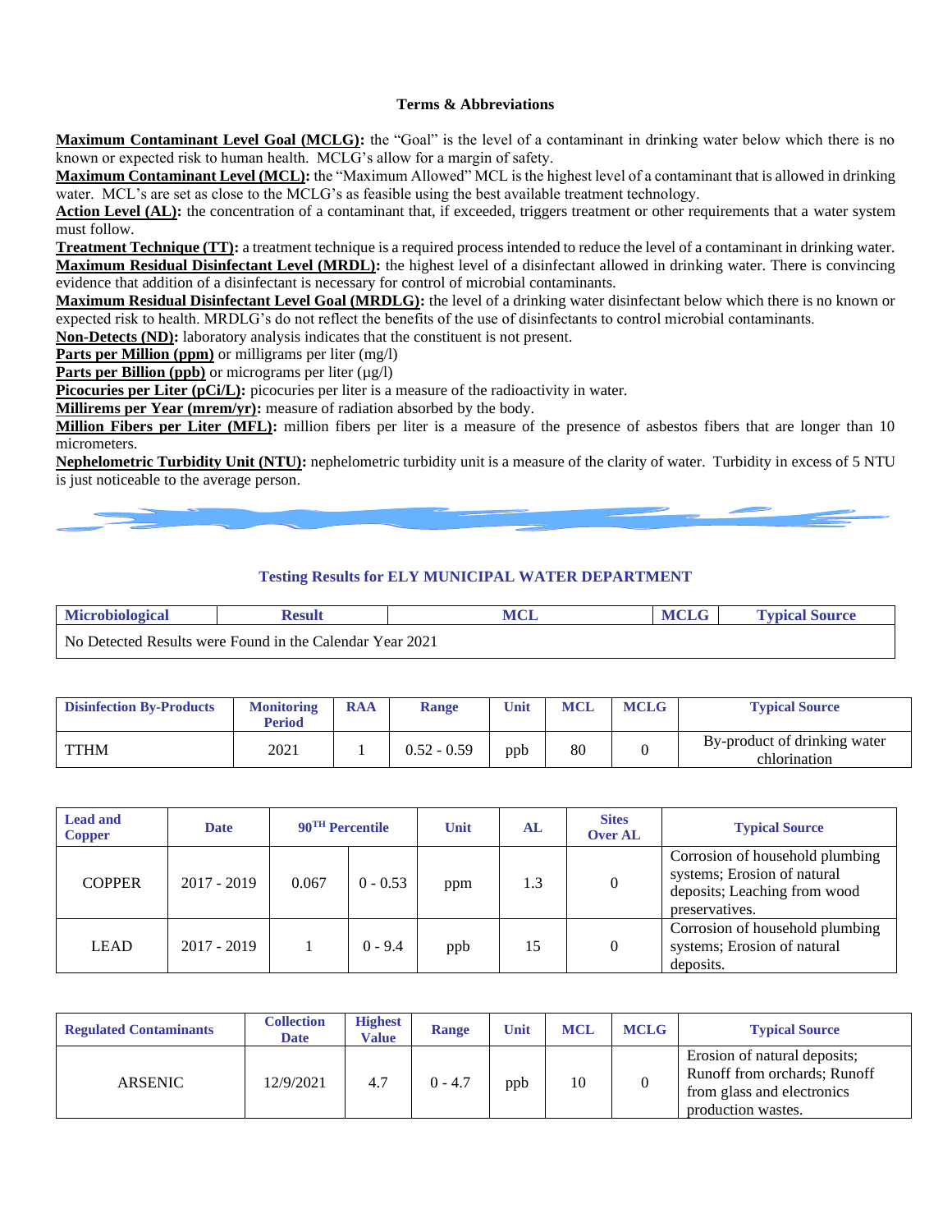### Terms & Abbreviations

**Maximum Contaminant Level Goal (MCLG):** the "Goal" is the level of a contaminant in drinking water below which there is no known or expected risk to human health. MCLG's allow for a margin of safety.
**Maximum Contaminant Level (MCL):** the "Maximum Allowed" MCL is the highest level of a contaminant that is allowed in drinking water. MCL's are set as close to the MCLG's as feasible using the best available treatment technology.
**Action Level (AL):** the concentration of a contaminant that, if exceeded, triggers treatment or other requirements that a water system must follow.
**Treatment Technique (TT):** a treatment technique is a required process intended to reduce the level of a contaminant in drinking water.
**Maximum Residual Disinfectant Level (MRDL):** the highest level of a disinfectant allowed in drinking water. There is convincing evidence that addition of a disinfectant is necessary for control of microbial contaminants.
**Maximum Residual Disinfectant Level Goal (MRDLG):** the level of a drinking water disinfectant below which there is no known or expected risk to health. MRDLG's do not reflect the benefits of the use of disinfectants to control microbial contaminants.
**Non-Detects (ND):** laboratory analysis indicates that the constituent is not present.
**Parts per Million (ppm)** or milligrams per liter (mg/l)
**Parts per Billion (ppb)** or micrograms per liter (µg/l)
**Picocuries per Liter (pCi/L):** picocuries per liter is a measure of the radioactivity in water.
**Millirems per Year (mrem/yr):** measure of radiation absorbed by the body.
**Million Fibers per Liter (MFL):** million fibers per liter is a measure of the presence of asbestos fibers that are longer than 10 micrometers.
**Nephelometric Turbidity Unit (NTU):** nephelometric turbidity unit is a measure of the clarity of water. Turbidity in excess of 5 NTU is just noticeable to the average person.

### Testing Results for ELY MUNICIPAL WATER DEPARTMENT

| Microbiological | Result | MCL | MCLG | Typical Source |
|---|---|---|---|---|
| No Detected Results were Found in the Calendar Year 2021 | | | | |

| Disinfection By-Products | Monitoring Period | RAA | Range | Unit | MCL | MCLG | Typical Source |
|---|---|---|---|---|---|---|---|
| TTHM | 2021 | 1 | 0.52 - 0.59 | ppb | 80 | 0 | By-product of drinking water chlorination |

| Lead and Copper | Date | 90TH Percentile | | Unit | AL | Sites Over AL | Typical Source |
|---|---|---|---|---|---|---|---|
| COPPER | 2017 - 2019 | 0.067 | 0 - 0.53 | ppm | 1.3 | 0 | Corrosion of household plumbing systems; Erosion of natural deposits; Leaching from wood preservatives. |
| LEAD | 2017 - 2019 | 1 | 0 - 9.4 | ppb | 15 | 0 | Corrosion of household plumbing systems; Erosion of natural deposits. |

| Regulated Contaminants | Collection Date | Highest Value | Range | Unit | MCL | MCLG | Typical Source |
|---|---|---|---|---|---|---|---|
| ARSENIC | 12/9/2021 | 4.7 | 0 - 4.7 | ppb | 10 | 0 | Erosion of natural deposits; Runoff from orchards; Runoff from glass and electronics production wastes. |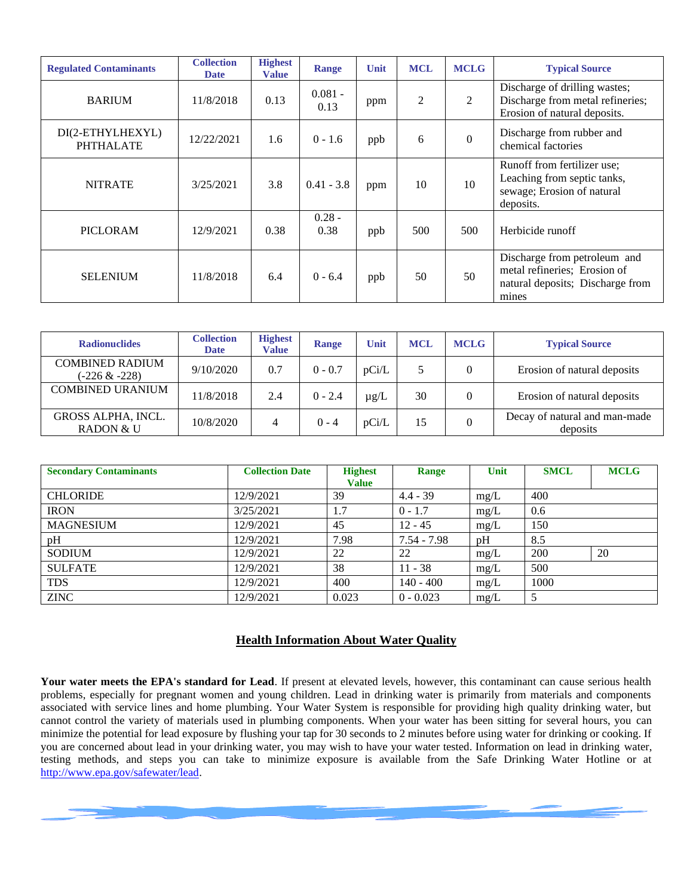| Regulated Contaminants | Collection Date | Highest Value | Range | Unit | MCL | MCLG | Typical Source |
|---|---|---|---|---|---|---|---|
| BARIUM | 11/8/2018 | 0.13 | 0.081 - 0.13 | ppm | 2 | 2 | Discharge of drilling wastes; Discharge from metal refineries; Erosion of natural deposits. |
| DI(2-ETHYLHEXYL) PHTHALATE | 12/22/2021 | 1.6 | 0 - 1.6 | ppb | 6 | 0 | Discharge from rubber and chemical factories |
| NITRATE | 3/25/2021 | 3.8 | 0.41 - 3.8 | ppm | 10 | 10 | Runoff from fertilizer use; Leaching from septic tanks, sewage; Erosion of natural deposits. |
| PICLORAM | 12/9/2021 | 0.38 | 0.28 - 0.38 | ppb | 500 | 500 | Herbicide runoff |
| SELENIUM | 11/8/2018 | 6.4 | 0 - 6.4 | ppb | 50 | 50 | Discharge from petroleum and metal refineries; Erosion of natural deposits; Discharge from mines |

| Radionuclides | Collection Date | Highest Value | Range | Unit | MCL | MCLG | Typical Source |
|---|---|---|---|---|---|---|---|
| COMBINED RADIUM (-226 & -228) | 9/10/2020 | 0.7 | 0 - 0.7 | pCi/L | 5 | 0 | Erosion of natural deposits |
| COMBINED URANIUM | 11/8/2018 | 2.4 | 0 - 2.4 | µg/L | 30 | 0 | Erosion of natural deposits |
| GROSS ALPHA, INCL. RADON & U | 10/8/2020 | 4 | 0 - 4 | pCi/L | 15 | 0 | Decay of natural and man-made deposits |

| Secondary Contaminants | Collection Date | Highest Value | Range | Unit | SMCL | MCLG |
|---|---|---|---|---|---|---|
| CHLORIDE | 12/9/2021 | 39 | 4.4 - 39 | mg/L | 400 | |
| IRON | 3/25/2021 | 1.7 | 0 - 1.7 | mg/L | 0.6 | |
| MAGNESIUM | 12/9/2021 | 45 | 12 - 45 | mg/L | 150 | |
| pH | 12/9/2021 | 7.98 | 7.54 - 7.98 | pH | 8.5 | |
| SODIUM | 12/9/2021 | 22 | 22 | mg/L | 200 | 20 |
| SULFATE | 12/9/2021 | 38 | 11 - 38 | mg/L | 500 | |
| TDS | 12/9/2021 | 400 | 140 - 400 | mg/L | 1000 | |
| ZINC | 12/9/2021 | 0.023 | 0 - 0.023 | mg/L | 5 | |

## Health Information About Water Quality

**Your water meets the EPA's standard for Lead**. If present at elevated levels, however, this contaminant can cause serious health problems, especially for pregnant women and young children. Lead in drinking water is primarily from materials and components associated with service lines and home plumbing. Your Water System is responsible for providing high quality drinking water, but cannot control the variety of materials used in plumbing components. When your water has been sitting for several hours, you can minimize the potential for lead exposure by flushing your tap for 30 seconds to 2 minutes before using water for drinking or cooking. If you are concerned about lead in your drinking water, you may wish to have your water tested. Information on lead in drinking water, testing methods, and steps you can take to minimize exposure is available from the Safe Drinking Water Hotline or at http://www.epa.gov/safewater/lead.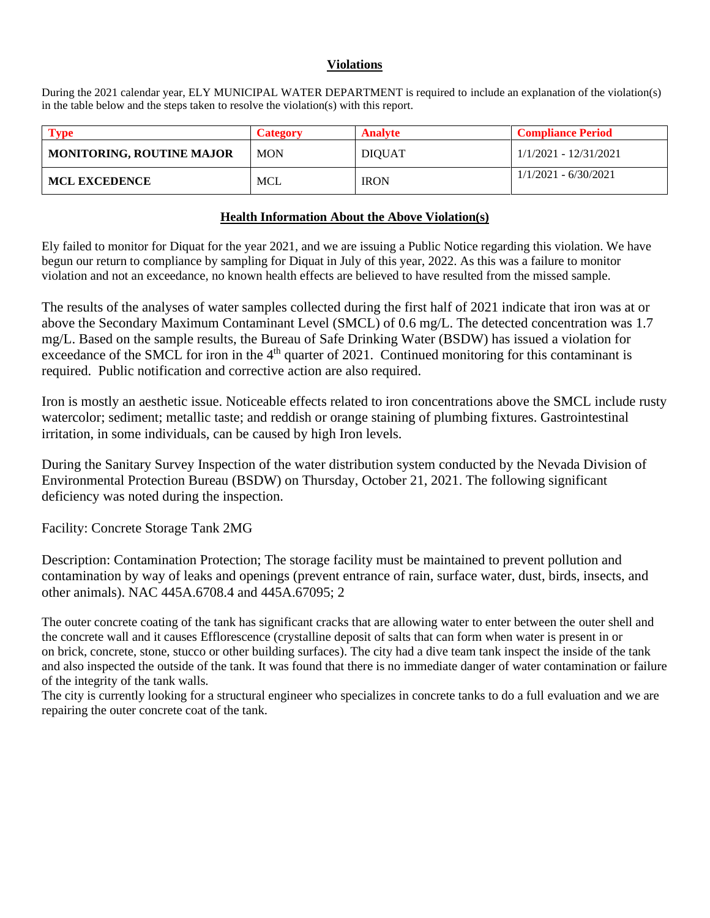## Violations

During the 2021 calendar year, ELY MUNICIPAL WATER DEPARTMENT is required to include an explanation of the violation(s) in the table below and the steps taken to resolve the violation(s) with this report.

| Type | Category | Analyte | Compliance Period |
|---|---|---|---|
| **MONITORING, ROUTINE MAJOR** | MON | DIQUAT | 1/1/2021 - 12/31/2021 |
| **MCL EXCEDENCE** | MCL | IRON | 1/1/2021 - 6/30/2021 |

## Health Information About the Above Violation(s)

Ely failed to monitor for Diquat for the year 2021, and we are issuing a Public Notice regarding this violation. We have begun our return to compliance by sampling for Diquat in July of this year, 2022. As this was a failure to monitor violation and not an exceedance, no known health effects are believed to have resulted from the missed sample.

The results of the analyses of water samples collected during the first half of 2021 indicate that iron was at or above the Secondary Maximum Contaminant Level (SMCL) of 0.6 mg/L. The detected concentration was 1.7 mg/L. Based on the sample results, the Bureau of Safe Drinking Water (BSDW) has issued a violation for exceedance of the SMCL for iron in the 4th quarter of 2021. Continued monitoring for this contaminant is required. Public notification and corrective action are also required.

Iron is mostly an aesthetic issue. Noticeable effects related to iron concentrations above the SMCL include rusty watercolor; sediment; metallic taste; and reddish or orange staining of plumbing fixtures. Gastrointestinal irritation, in some individuals, can be caused by high Iron levels.

During the Sanitary Survey Inspection of the water distribution system conducted by the Nevada Division of Environmental Protection Bureau (BSDW) on Thursday, October 21, 2021. The following significant deficiency was noted during the inspection.

Facility: Concrete Storage Tank 2MG

Description: Contamination Protection; The storage facility must be maintained to prevent pollution and contamination by way of leaks and openings (prevent entrance of rain, surface water, dust, birds, insects, and other animals). NAC 445A.6708.4 and 445A.67095; 2

The outer concrete coating of the tank has significant cracks that are allowing water to enter between the outer shell and the concrete wall and it causes Efflorescence (crystalline deposit of salts that can form when water is present in or on brick, concrete, stone, stucco or other building surfaces). The city had a dive team tank inspect the inside of the tank and also inspected the outside of the tank. It was found that there is no immediate danger of water contamination or failure of the integrity of the tank walls.
The city is currently looking for a structural engineer who specializes in concrete tanks to do a full evaluation and we are repairing the outer concrete coat of the tank.